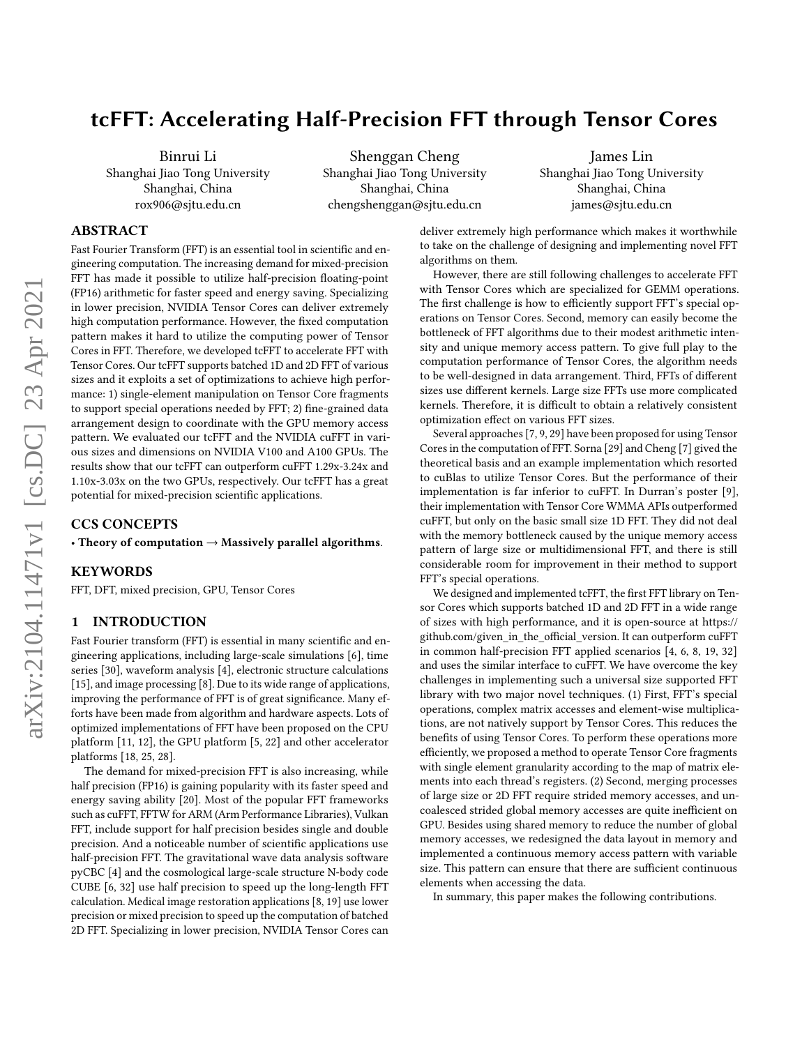# tcFFT: Accelerating Half-Precision FFT through Tensor Cores

Binrui Li
Shanghai Jiao Tong University
Shanghai, China
rox906@sjtu.edu.cn

Shenggan Cheng
Shanghai Jiao Tong University
Shanghai, China
chengshenggan@sjtu.edu.cn

James Lin
Shanghai Jiao Tong University
Shanghai, China
james@sjtu.edu.cn

## ABSTRACT

Fast Fourier Transform (FFT) is an essential tool in scientific and engineering computation. The increasing demand for mixed-precision FFT has made it possible to utilize half-precision floating-point (FP16) arithmetic for faster speed and energy saving. Specializing in lower precision, NVIDIA Tensor Cores can deliver extremely high computation performance. However, the fixed computation pattern makes it hard to utilize the computing power of Tensor Cores in FFT. Therefore, we developed tcFFT to accelerate FFT with Tensor Cores. Our tcFFT supports batched 1D and 2D FFT of various sizes and it exploits a set of optimizations to achieve high performance: 1) single-element manipulation on Tensor Core fragments to support special operations needed by FFT; 2) fine-grained data arrangement design to coordinate with the GPU memory access pattern. We evaluated our tcFFT and the NVIDIA cuFFT in various sizes and dimensions on NVIDIA V100 and A100 GPUs. The results show that our tcFFT can outperform cuFFT 1.29x-3.24x and 1.10x-3.03x on the two GPUs, respectively. Our tcFFT has a great potential for mixed-precision scientific applications.

## CCS CONCEPTS

• **Theory of computation → Massively parallel algorithms**.

## KEYWORDS

FFT, DFT, mixed precision, GPU, Tensor Cores

## 1 INTRODUCTION

Fast Fourier transform (FFT) is essential in many scientific and engineering applications, including large-scale simulations [6], time series [30], waveform analysis [4], electronic structure calculations [15], and image processing [8]. Due to its wide range of applications, improving the performance of FFT is of great significance. Many efforts have been made from algorithm and hardware aspects. Lots of optimized implementations of FFT have been proposed on the CPU platform [11, 12], the GPU platform [5, 22] and other accelerator platforms [18, 25, 28].

The demand for mixed-precision FFT is also increasing, while half precision (FP16) is gaining popularity with its faster speed and energy saving ability [20]. Most of the popular FFT frameworks such as cuFFT, FFTW for ARM (Arm Performance Libraries), Vulkan FFT, include support for half precision besides single and double precision. And a noticeable number of scientific applications use half-precision FFT. The gravitational wave data analysis software pyCBC [4] and the cosmological large-scale structure N-body code CUBE [6, 32] use half precision to speed up the long-length FFT calculation. Medical image restoration applications [8, 19] use lower precision or mixed precision to speed up the computation of batched 2D FFT. Specializing in lower precision, NVIDIA Tensor Cores can deliver extremely high performance which makes it worthwhile to take on the challenge of designing and implementing novel FFT algorithms on them.

However, there are still following challenges to accelerate FFT with Tensor Cores which are specialized for GEMM operations. The first challenge is how to efficiently support FFT's special operations on Tensor Cores. Second, memory can easily become the bottleneck of FFT algorithms due to their modest arithmetic intensity and unique memory access pattern. To give full play to the computation performance of Tensor Cores, the algorithm needs to be well-designed in data arrangement. Third, FFTs of different sizes use different kernels. Large size FFTs use more complicated kernels. Therefore, it is difficult to obtain a relatively consistent optimization effect on various FFT sizes.

Several approaches [7, 9, 29] have been proposed for using Tensor Cores in the computation of FFT. Sorna [29] and Cheng [7] gived the theoretical basis and an example implementation which resorted to cuBlas to utilize Tensor Cores. But the performance of their implementation is far inferior to cuFFT. In Durran's poster [9], their implementation with Tensor Core WMMA APIs outperformed cuFFT, but only on the basic small size 1D FFT. They did not deal with the memory bottleneck caused by the unique memory access pattern of large size or multidimensional FFT, and there is still considerable room for improvement in their method to support FFT's special operations.

We designed and implemented tcFFT, the first FFT library on Tensor Cores which supports batched 1D and 2D FFT in a wide range of sizes with high performance, and it is open-source at https://github.com/given_in_the_official_version. It can outperform cuFFT in common half-precision FFT applied scenarios [4, 6, 8, 19, 32] and uses the similar interface to cuFFT. We have overcome the key challenges in implementing such a universal size supported FFT library with two major novel techniques. (1) First, FFT's special operations, complex matrix accesses and element-wise multiplications, are not natively support by Tensor Cores. This reduces the benefits of using Tensor Cores. To perform these operations more efficiently, we proposed a method to operate Tensor Core fragments with single element granularity according to the map of matrix elements into each thread's registers. (2) Second, merging processes of large size or 2D FFT require strided memory accesses, and uncoalesced strided global memory accesses are quite inefficient on GPU. Besides using shared memory to reduce the number of global memory accesses, we redesigned the data layout in memory and implemented a continuous memory access pattern with variable size. This pattern can ensure that there are sufficient continuous elements when accessing the data.

In summary, this paper makes the following contributions.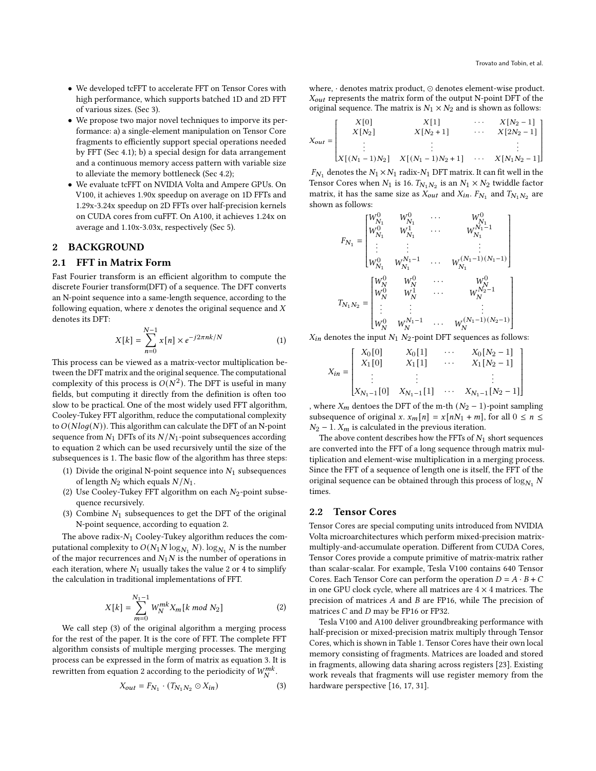- We developed tcFFT to accelerate FFT on Tensor Cores with high performance, which supports batched 1D and 2D FFT of various sizes. (Sec 3).
- We propose two major novel techniques to imporve its performance: a) a single-element manipulation on Tensor Core fragments to efficiently support special operations needed by FFT (Sec 4.1); b) a special design for data arrangement and a continuous memory access pattern with variable size to alleviate the memory bottleneck (Sec 4.2);
- We evaluate tcFFT on NVIDIA Volta and Ampere GPUs. On V100, it achieves 1.90x speedup on average on 1D FFTs and 1.29x-3.24x speedup on 2D FFTs over half-precision kernels on CUDA cores from cuFFT. On A100, it achieves 1.24x on average and 1.10x-3.03x, respectively (Sec 5).

## 2 BACKGROUND

### 2.1 FFT in Matrix Form

Fast Fourier transform is an efficient algorithm to compute the discrete Fourier transform(DFT) of a sequence. The DFT converts an N-point sequence into a same-length sequence, according to the following equation, where $x$ denotes the original sequence and $X$ denotes its DFT:

$$X[k] = \sum_{n=0}^{N-1} x[n] \times e^{-j2\pi nk/N} \tag{1}$$

This process can be viewed as a matrix-vector multiplication between the DFT matrix and the original sequence. The computational complexity of this process is $O(N^2)$. The DFT is useful in many fields, but computing it directly from the definition is often too slow to be practical. One of the most widely used FFT algorithm, Cooley-Tukey FFT algorithm, reduce the computational complexity to $O(Nlog(N))$. This algorithm can calculate the DFT of an N-point sequence from $N_1$ DFTs of its $N/N_1$-point subsequences according to equation 2 which can be used recursively until the size of the subsequences is 1. The basic flow of the algorithm has three steps:

1. Divide the original N-point sequence into $N_1$ subsequences of length $N_2$ which equals $N/N_1$.
2. Use Cooley-Tukey FFT algorithm on each $N_2$-point subsequence recursively.
3. Combine $N_1$ subsequences to get the DFT of the original N-point sequence, according to equation 2.

The above radix-$N_1$ Cooley-Tukey algorithm reduces the computational complexity to $O(N_1 N \log_{N_1} N)$. $\log_{N_1} N$ is the number of the major recurrences and $N_1 N$ is the number of operations in each iteration, where $N_1$ usually takes the value 2 or 4 to simplify the calculation in traditional implementations of FFT.

$$X[k] = \sum_{m=0}^{N_1-1} W_N^{mk} X_m[k \ mod \ N_2] \tag{2}$$

We call step (3) of the original algorithm a merging process for the rest of the paper. It is the core of FFT. The complete FFT algorithm consists of multiple merging processes. The merging process can be expressed in the form of matrix as equation 3. It is rewritten from equation 2 according to the periodicity of $W_N^{mk}$.

$$X_{out} = F_{N_1} \cdot (T_{N_1 N_2} \odot X_{in}) \tag{3}$$

where, $\cdot$ denotes matrix product, $\odot$ denotes element-wise product. $X_{out}$ represents the matrix form of the output N-point DFT of the original sequence. The matrix is $N_1 \times N_2$ and is shown as follows:

$$X_{out} = \begin{bmatrix} X[0] & X[1] & \cdots & X[N_2-1] \\ X[N_2] & X[N_2+1] & \cdots & X[2N_2-1] \\ \vdots & \vdots & & \vdots \\ X[(N_1-1)N_2] & X[(N_1-1)N_2+1] & \cdots & X[N_1 N_2 - 1] \end{bmatrix}$$

$F_{N_1}$ denotes the $N_1 \times N_1$ radix-$N_1$ DFT matrix. It can fit well in the Tensor Cores when $N_1$ is 16. $T_{N_1 N_2}$ is an $N_1 \times N_2$ twiddle factor matrix, it has the same size as $X_{out}$ and $X_{in}$. $F_{N_1}$ and $T_{N_1 N_2}$ are shown as follows:

$$F_{N_1} = \begin{bmatrix} W_{N_1}^0 & W_{N_1}^0 & \cdots & W_{N_1}^0 \\ W_{N_1}^0 & W_{N_1}^1 & \cdots & W_{N_1}^{N_1-1} \\ \vdots & \vdots & & \vdots \\ W_{N_1}^0 & W_{N_1}^{N_1-1} & \cdots & W_{N_1}^{(N_1-1)(N_1-1)} \end{bmatrix}$$

$$T_{N_1 N_2} = \begin{bmatrix} W_N^0 & W_N^0 & \cdots & W_N^0 \\ W_N^0 & W_N^1 & \cdots & W_N^{N_2-1} \\ \vdots & \vdots & & \vdots \\ W_N^0 & W_N^{N_1-1} & \cdots & W_N^{(N_1-1)(N_2-1)} \end{bmatrix}$$

$X_{in}$ denotes the input $N_1$ $N_2$-point DFT sequences as follows:

$$X_{in} = \begin{bmatrix} X_0[0] & X_0[1] & \cdots & X_0[N_2-1] \\ X_1[0] & X_1[1] & \cdots & X_1[N_2-1] \\ \vdots & \vdots & & \vdots \\ X_{N_1-1}[0] & X_{N_1-1}[1] & \cdots & X_{N_1-1}[N_2-1] \end{bmatrix}$$

, where $X_m$ dentoes the DFT of the m-th $(N_2-1)$-point sampling subsequence of original $x$. $x_m[n] = x[nN_1 + m]$, for all $0 \le n \le N_2 - 1$. $X_m$ is calculated in the previous iteration.

The above content describes how the FFTs of $N_1$ short sequences are converted into the FFT of a long sequence through matrix multiplication and element-wise multiplication in a merging process. Since the FFT of a sequence of length one is itself, the FFT of the original sequence can be obtained through this process of $\log_{N_1} N$ times.

### 2.2 Tensor Cores

Tensor Cores are special computing units introduced from NVIDIA Volta microarchitectures which perform mixed-precision matrix-multiply-and-accumulate operation. Different from CUDA Cores, Tensor Cores provide a compute primitive of matrix-matrix rather than scalar-scalar. For example, Tesla V100 contains 640 Tensor Cores. Each Tensor Core can perform the operation $D = A \cdot B + C$ in one GPU clock cycle, where all matrices are $4 \times 4$ matrices. The precision of matrices $A$ and $B$ are FP16, while The precision of matrices $C$ and $D$ may be FP16 or FP32.

Tesla V100 and A100 deliver groundbreaking performance with half-precision or mixed-precision matrix multiply through Tensor Cores, which is shown in Table 1. Tensor Cores have their own local memory consisting of fragments. Matrices are loaded and stored in fragments, allowing data sharing across registers [23]. Existing work reveals that fragments will use register memory from the hardware perspective [16, 17, 31].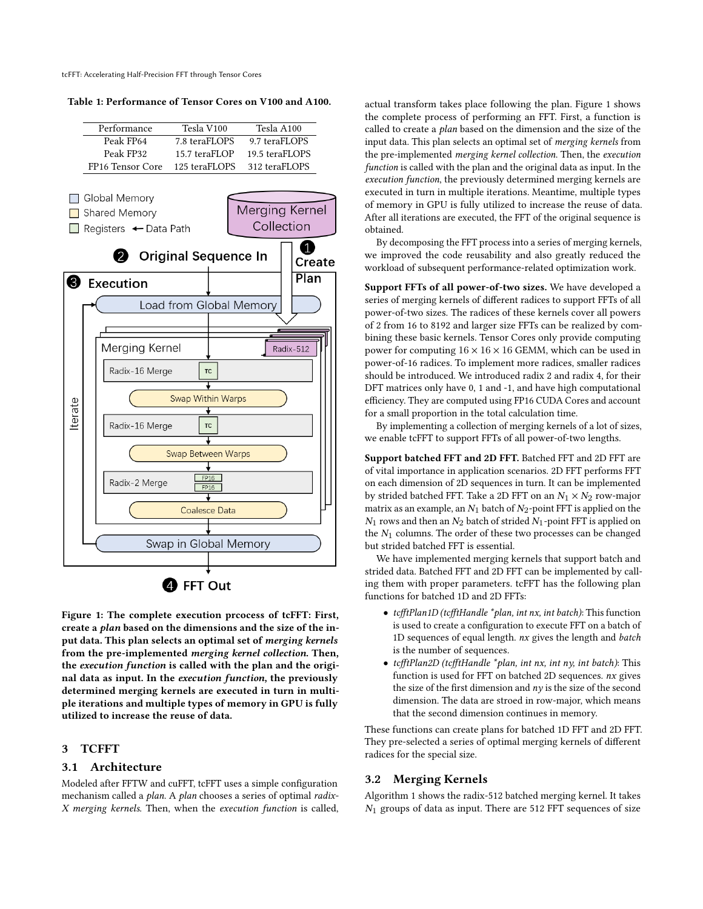**Table 1: Performance of Tensor Cores on V100 and A100.**

| Performance | Tesla V100 | Tesla A100 |
| --- | --- | --- |
| Peak FP64 | 7.8 teraFLOPS | 9.7 teraFLOPS |
| Peak FP32 | 15.7 teraFLOP | 19.5 teraFLOPS |
| FP16 Tensor Core | 125 teraFLOPS | 312 teraFLOPS |

Figure 1: The complete execution prcocess of tcFFT: First, create a *plan* based on the dimensions and the size of the input data. This plan selects an optimal set of *merging kernels* from the pre-implemented *merging kernel collection*. Then, the *execution function* is called with the plan and the original data as input. In the *execution function*, the previously determined merging kernels are executed in turn in multiple iterations and multiple types of memory in GPU is fully utilized to increase the reuse of data.

## 3 TCFFT

### 3.1 Architecture

Modeled after FFTW and cuFFT, tcFFT uses a simple configuration mechanism called a *plan*. A *plan* chooses a series of optimal *radix-X merging kernels*. Then, when the *execution function* is called, actual transform takes place following the plan. Figure 1 shows the complete process of performing an FFT. First, a function is called to create a *plan* based on the dimension and the size of the input data. This plan selects an optimal set of *merging kernels* from the pre-implemented *merging kernel collection*. Then, the *execution function* is called with the plan and the original data as input. In the *execution function*, the previously determined merging kernels are executed in turn in multiple iterations. Meantime, multiple types of memory in GPU is fully utilized to increase the reuse of data. After all iterations are executed, the FFT of the original sequence is obtained.

By decomposing the FFT process into a series of merging kernels, we improved the code reusability and also greatly reduced the workload of subsequent performance-related optimization work.

**Support FFTs of all power-of-two sizes.** We have developed a series of merging kernels of different radices to support FFTs of all power-of-two sizes. The radices of these kernels cover all powers of 2 from 16 to 8192 and larger size FFTs can be realized by combining these basic kernels. Tensor Cores only provide computing power for computing $16 \times 16 \times 16$ GEMM, which can be used in power-of-16 radices. To implement more radices, smaller radices should be introduced. We introduced radix 2 and radix 4, for their DFT matrices only have 0, 1 and -1, and have high computational efficiency. They are computed using FP16 CUDA Cores and account for a small proportion in the total calculation time.

By implementing a collection of merging kernels of a lot of sizes, we enable tcFFT to support FFTs of all power-of-two lengths.

**Support batched FFT and 2D FFT.** Batched FFT and 2D FFT are of vital importance in application scenarios. 2D FFT performs FFT on each dimension of 2D sequences in turn. It can be implemented by strided batched FFT. Take a 2D FFT on an $N_1 \times N_2$ row-major matrix as an example, an $N_1$ batch of $N_2$-point FFT is applied on the $N_1$ rows and then an $N_2$ batch of strided $N_1$-point FFT is applied on the $N_1$ columns. The order of these two processes can be changed but strided batched FFT is essential.

We have implemented merging kernels that support batch and strided data. Batched FFT and 2D FFT can be implemented by calling them with proper parameters. tcFFT has the following plan functions for batched 1D and 2D FFTs:

- *tcfftPlan1D (tcfftHandle *plan, int nx, int batch)*: This function is used to create a configuration to execute FFT on a batch of 1D sequences of equal length. *nx* gives the length and *batch* is the number of sequences.
- *tcfftPlan2D (tcfftHandle *plan, int nx, int ny, int batch)*: This function is used for FFT on batched 2D sequences. *nx* gives the size of the first dimension and *ny* is the size of the second dimension. The data are stroed in row-major, which means that the second dimension continues in memory.

These functions can create plans for batched 1D FFT and 2D FFT. They pre-selected a series of optimal merging kernels of different radices for the special size.

### 3.2 Merging Kernels

Algorithm 1 shows the radix-512 batched merging kernel. It takes $N_1$ groups of data as input. There are 512 FFT sequences of size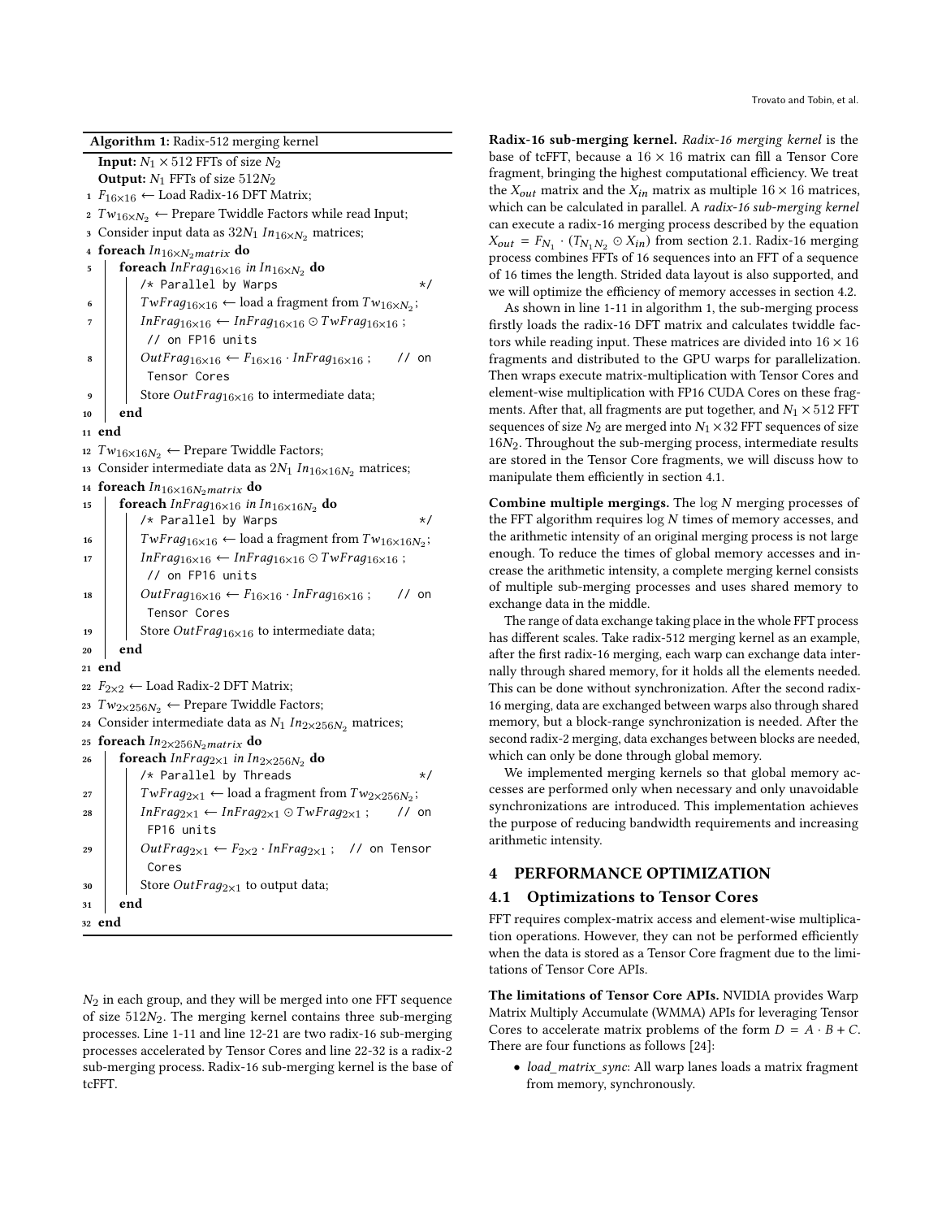**Algorithm 1:** Radix-512 merging kernel

```
   Input: N1 × 512 FFTs of size N2
   Output: N1 FFTs of size 512N2
 1 F16×16 ← Load Radix-16 DFT Matrix;
 2 Tw16×N2 ← Prepare Twiddle Factors while read Input;
 3 Consider input data as 32N1 In16×N2 matrices;
 4 foreach In16×N2matrix do
 5     foreach InFrag16×16 in In16×N2 do
           /* Parallel by Warps                                  */
 6         TwFrag16×16 ← load a fragment from Tw16×N2;
 7         InFrag16×16 ← InFrag16×16 ⊙ TwFrag16×16 ;
            // on FP16 units
 8         OutFrag16×16 ← F16×16 · InFrag16×16 ;      // on
            Tensor Cores
 9         Store OutFrag16×16 to intermediate data;
10     end
11 end
12 Tw16×16N2 ← Prepare Twiddle Factors;
13 Consider intermediate data as 2N1 In16×16N2 matrices;
14 foreach In16×16N2matrix do
15     foreach InFrag16×16 in In16×16N2 do
           /* Parallel by Warps                                  */
16         TwFrag16×16 ← load a fragment from Tw16×16N2;
17         InFrag16×16 ← InFrag16×16 ⊙ TwFrag16×16 ;
            // on FP16 units
18         OutFrag16×16 ← F16×16 · InFrag16×16 ;      // on
            Tensor Cores
19         Store OutFrag16×16 to intermediate data;
20     end
21 end
22 F2×2 ← Load Radix-2 DFT Matrix;
23 Tw2×256N2 ← Prepare Twiddle Factors;
24 Consider intermediate data as N1 In2×256N2 matrices;
25 foreach In2×256N2matrix do
26     foreach InFrag2×1 in In2×256N2 do
           /* Parallel by Threads                                */
27         TwFrag2×1 ← load a fragment from Tw2×256N2;
28         InFrag2×1 ← InFrag2×1 ⊙ TwFrag2×1 ;        // on
            FP16 units
29         OutFrag2×1 ← F2×2 · InFrag2×1 ;  // on Tensor
            Cores
30         Store OutFrag2×1 to output data;
31     end
32 end
```

$N_2$ in each group, and they will be merged into one FFT sequence of size $512N_2$. The merging kernel contains three sub-merging processes. Line 1-11 and line 12-21 are two radix-16 sub-merging processes accelerated by Tensor Cores and line 22-32 is a radix-2 sub-merging process. Radix-16 sub-merging kernel is the base of tcFFT.

**Radix-16 sub-merging kernel.** *Radix-16 merging kernel* is the base of tcFFT, because a $16 \times 16$ matrix can fill a Tensor Core fragment, bringing the highest computational efficiency. We treat the $X_{out}$ matrix and the $X_{in}$ matrix as multiple $16 \times 16$ matrices, which can be calculated in parallel. A *radix-16 sub-merging kernel* can execute a radix-16 merging process described by the equation $X_{out} = F_{N_1} \cdot (T_{N_1 N_2} \odot X_{in})$ from section 2.1. Radix-16 merging process combines FFTs of 16 sequences into an FFT of a sequence of 16 times the length. Strided data layout is also supported, and we will optimize the efficiency of memory accesses in section 4.2.

As shown in line 1-11 in algorithm 1, the sub-merging process firstly loads the radix-16 DFT matrix and calculates twiddle factors while reading input. These matrices are divided into $16 \times 16$ fragments and distributed to the GPU warps for parallelization. Then wraps execute matrix-multiplication with Tensor Cores and element-wise multiplication with FP16 CUDA Cores on these fragments. After that, all fragments are put together, and $N_1 \times 512$ FFT sequences of size $N_2$ are merged into $N_1 \times 32$ FFT sequences of size $16N_2$. Throughout the sub-merging process, intermediate results are stored in the Tensor Core fragments, we will discuss how to manipulate them efficiently in section 4.1.

**Combine multiple mergings.** The $\log N$ merging processes of the FFT algorithm requires $\log N$ times of memory accesses, and the arithmetic intensity of an original merging process is not large enough. To reduce the times of global memory accesses and increase the arithmetic intensity, a complete merging kernel consists of multiple sub-merging processes and uses shared memory to exchange data in the middle.

The range of data exchange taking place in the whole FFT process has different scales. Take radix-512 merging kernel as an example, after the first radix-16 merging, each warp can exchange data internally through shared memory, for it holds all the elements needed. This can be done without synchronization. After the second radix-16 merging, data are exchanged between warps also through shared memory, but a block-range synchronization is needed. After the second radix-2 merging, data exchanges between blocks are needed, which can only be done through global memory.

We implemented merging kernels so that global memory accesses are performed only when necessary and only unavoidable synchronizations are introduced. This implementation achieves the purpose of reducing bandwidth requirements and increasing arithmetic intensity.

## 4 PERFORMANCE OPTIMIZATION

### 4.1 Optimizations to Tensor Cores

FFT requires complex-matrix access and element-wise multiplication operations. However, they can not be performed efficiently when the data is stored as a Tensor Core fragment due to the limitations of Tensor Core APIs.

**The limitations of Tensor Core APIs.** NVIDIA provides Warp Matrix Multiply Accumulate (WMMA) APIs for leveraging Tensor Cores to accelerate matrix problems of the form $D = A \cdot B + C$. There are four functions as follows [24]:

- *load_matrix_sync*: All warp lanes loads a matrix fragment from memory, synchronously.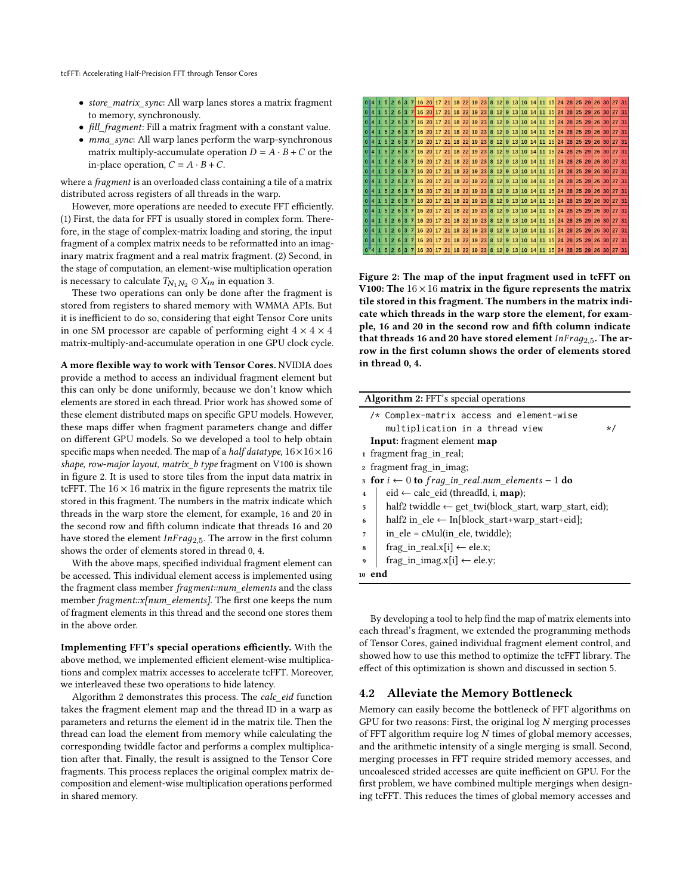- *store_matrix_sync*: All warp lanes stores a matrix fragment to memory, synchronously.
- *fill_fragment*: Fill a matrix fragment with a constant value.
- *mma_sync*: All warp lanes perform the warp-synchronous matrix multiply-accumulate operation $D = A \cdot B + C$ or the in-place operation, $C = A \cdot B + C$.

where a *fragment* is an overloaded class containing a tile of a matrix distributed across registers of all threads in the warp.

However, more operations are needed to execute FFT efficiently. (1) First, the data for FFT is usually stored in complex form. Therefore, in the stage of complex-matrix loading and storing, the input fragment of a complex matrix needs to be reformatted into an imaginary matrix fragment and a real matrix fragment. (2) Second, in the stage of computation, an element-wise multiplication operation is necessary to calculate $T_{N_1 N_2} \odot X_{in}$ in equation 3.

These two operations can only be done after the fragment is stored from registers to shared memory with WMMA APIs. But it is inefficient to do so, considering that eight Tensor Core units in one SM processor are capable of performing eight $4 \times 4 \times 4$ matrix-multiply-and-accumulate operation in one GPU clock cycle.

**A more flexible way to work with Tensor Cores.** NVIDIA does provide a method to access an individual fragment element but this can only be done uniformly, because we don't know which elements are stored in each thread. Prior work has showed some of these element distributed maps on specific GPU models. However, these maps differ when fragment parameters change and differ on different GPU models. So we developed a tool to help obtain specific maps when needed. The map of a *half datatype*, *16×16×16 shape, row-major layout, matrix_b type* fragment on V100 is shown in figure 2. It is used to store tiles from the input data matrix in tcFFT. The $16 \times 16$ matrix in the figure represents the matrix tile stored in this fragment. The numbers in the matrix indicate which threads in the warp store the element, for example, 16 and 20 in the second row and fifth column indicate that threads 16 and 20 have stored the element $InFrag_{2,5}$. The arrow in the first column shows the order of elements stored in thread 0, 4.

With the above maps, specified individual fragment element can be accessed. This individual element access is implemented using the fragment class member *fragment::num_elements* and the class member *fragment::x[num_elements]*. The first one keeps the num of fragment elements in this thread and the second one stores them in the above order.

**Implementing FFT's special operations efficiently.** With the above method, we implemented efficient element-wise multiplications and complex matrix accesses to accelerate tcFFT. Moreover, we interleaved these two operations to hide latency.

Algorithm 2 demonstrates this process. The *calc_eid* function takes the fragment element map and the thread ID in a warp as parameters and returns the element id in the matrix tile. Then the thread can load the element from memory while calculating the corresponding twiddle factor and performs a complex multiplication after that. Finally, the result is assigned to the Tensor Core fragments. This process replaces the original complex matrix decomposition and element-wise multiplication operations performed in shared memory.

| 0 4 | 1 5 | 2 6 | 3 7 | 16 20 | 17 21 | 18 22 | 19 23 | 8 12 | 9 13 | 10 14 | 11 15 | 24 28 | 25 29 | 26 30 | 27 31 |
|---|---|---|---|---|---|---|---|---|---|---|---|---|---|---|---|
| 0 4 | 1 5 | 2 6 | 3 7 | 16 20 | 17 21 | 18 22 | 19 23 | 8 12 | 9 13 | 10 14 | 11 15 | 24 28 | 25 29 | 26 30 | 27 31 |
| 0 4 | 1 5 | 2 6 | 3 7 | 16 20 | 17 21 | 18 22 | 19 23 | 8 12 | 9 13 | 10 14 | 11 15 | 24 28 | 25 29 | 26 30 | 27 31 |
| 0 4 | 1 5 | 2 6 | 3 7 | 16 20 | 17 21 | 18 22 | 19 23 | 8 12 | 9 13 | 10 14 | 11 15 | 24 28 | 25 29 | 26 30 | 27 31 |
| 0 4 | 1 5 | 2 6 | 3 7 | 16 20 | 17 21 | 18 22 | 19 23 | 8 12 | 9 13 | 10 14 | 11 15 | 24 28 | 25 29 | 26 30 | 27 31 |
| 0 4 | 1 5 | 2 6 | 3 7 | 16 20 | 17 21 | 18 22 | 19 23 | 8 12 | 9 13 | 10 14 | 11 15 | 24 28 | 25 29 | 26 30 | 27 31 |
| 0 4 | 1 5 | 2 6 | 3 7 | 16 20 | 17 21 | 18 22 | 19 23 | 8 12 | 9 13 | 10 14 | 11 15 | 24 28 | 25 29 | 26 30 | 27 31 |
| 0 4 | 1 5 | 2 6 | 3 7 | 16 20 | 17 21 | 18 22 | 19 23 | 8 12 | 9 13 | 10 14 | 11 15 | 24 28 | 25 29 | 26 30 | 27 31 |
| 0 4 | 1 5 | 2 6 | 3 7 | 16 20 | 17 21 | 18 22 | 19 23 | 8 12 | 9 13 | 10 14 | 11 15 | 24 28 | 25 29 | 26 30 | 27 31 |
| 0 4 | 1 5 | 2 6 | 3 7 | 16 20 | 17 21 | 18 22 | 19 23 | 8 12 | 9 13 | 10 14 | 11 15 | 24 28 | 25 29 | 26 30 | 27 31 |
| 0 4 | 1 5 | 2 6 | 3 7 | 16 20 | 17 21 | 18 22 | 19 23 | 8 12 | 9 13 | 10 14 | 11 15 | 24 28 | 25 29 | 26 30 | 27 31 |
| 0 4 | 1 5 | 2 6 | 3 7 | 16 20 | 17 21 | 18 22 | 19 23 | 8 12 | 9 13 | 10 14 | 11 15 | 24 28 | 25 29 | 26 30 | 27 31 |
| 0 4 | 1 5 | 2 6 | 3 7 | 16 20 | 17 21 | 18 22 | 19 23 | 8 12 | 9 13 | 10 14 | 11 15 | 24 28 | 25 29 | 26 30 | 27 31 |
| 0 4 | 1 5 | 2 6 | 3 7 | 16 20 | 17 21 | 18 22 | 19 23 | 8 12 | 9 13 | 10 14 | 11 15 | 24 28 | 25 29 | 26 30 | 27 31 |
| 0 4 | 1 5 | 2 6 | 3 7 | 16 20 | 17 21 | 18 22 | 19 23 | 8 12 | 9 13 | 10 14 | 11 15 | 24 28 | 25 29 | 26 30 | 27 31 |
| 0 4 | 1 5 | 2 6 | 3 7 | 16 20 | 17 21 | 18 22 | 19 23 | 8 12 | 9 13 | 10 14 | 11 15 | 24 28 | 25 29 | 26 30 | 27 31 |

**Figure 2: The map of the input fragment used in tcFFT on V100: The $16 \times 16$ matrix in the figure represents the matrix tile stored in this fragment. The numbers in the matrix indicate which threads in the warp store the element, for example, 16 and 20 in the second row and fifth column indicate that threads 16 and 20 have stored element $InFrag_{2,5}$. The arrow in the first column shows the order of elements stored in thread 0, 4.**

**Algorithm 2:** FFT's special operations

```
/* Complex-matrix access and element-wise
   multiplication in a thread view                  */
Input: fragment element map
1  fragment frag_in_real;
2  fragment frag_in_imag;
3  for i ← 0 to frag_in_real.num_elements − 1 do
4      eid ← calc_eid (threadId, i, map);
5      half2 twiddle ← get_twi(block_start, warp_start, eid);
6      half2 in_ele ← In[block_start+warp_start+eid];
7      in_ele = cMul(in_ele, twiddle);
8      frag_in_real.x[i] ← ele.x;
9      frag_in_imag.x[i] ← ele.y;
10 end
```

By developing a tool to help find the map of matrix elements into each thread's fragment, we extended the programming methods of Tensor Cores, gained individual fragment element control, and showed how to use this method to optimize the tcFFT library. The effect of this optimization is shown and discussed in section 5.

## 4.2 Alleviate the Memory Bottleneck

Memory can easily become the bottleneck of FFT algorithms on GPU for two reasons: First, the original $\log N$ merging processes of FFT algorithm require $\log N$ times of global memory accesses, and the arithmetic intensity of a single merging is small. Second, merging processes in FFT require strided memory accesses, and uncoalesced strided accesses are quite inefficient on GPU. For the first problem, we have combined multiple mergings when designing tcFFT. This reduces the times of global memory accesses and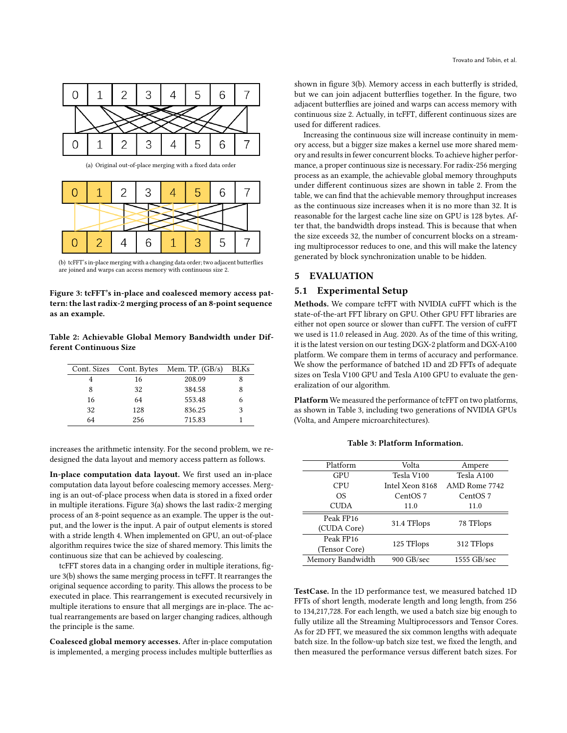(a) Original out-of-place merging with a fixed data order

(b) tcFFT's in-place merging with a changing data order; two adjacent butterflies are joined and warps can access memory with continuous size 2.

**Figure 3: tcFFT's in-place and coalesced memory access pattern: the last radix-2 merging process of an 8-point sequence as an example.**

**Table 2: Achievable Global Memory Bandwidth under Different Continuous Size**

| Cont. Sizes | Cont. Bytes | Mem. TP. (GB/s) | BLKs |
|---|---|---|---|
| 4 | 16 | 208.09 | 8 |
| 8 | 32 | 384.58 | 8 |
| 16 | 64 | 553.48 | 6 |
| 32 | 128 | 836.25 | 3 |
| 64 | 256 | 715.83 | 1 |

increases the arithmetic intensity. For the second problem, we redesigned the data layout and memory access pattern as follows.

**In-place computation data layout.** We first used an in-place computation data layout before coalescing memory accesses. Merging is an out-of-place process when data is stored in a fixed order in multiple iterations. Figure 3(a) shows the last radix-2 merging process of an 8-point sequence as an example. The upper is the output, and the lower is the input. A pair of output elements is stored with a stride length 4. When implemented on GPU, an out-of-place algorithm requires twice the size of shared memory. This limits the continuous size that can be achieved by coalescing.

tcFFT stores data in a changing order in multiple iterations, figure 3(b) shows the same merging process in tcFFT. It rearranges the original sequence according to parity. This allows the process to be executed in place. This rearrangement is executed recursively in multiple iterations to ensure that all mergings are in-place. The actual rearrangements are based on larger changing radices, although the principle is the same.

**Coalesced global memory accesses.** After in-place computation is implemented, a merging process includes multiple butterflies as shown in figure 3(b). Memory access in each butterfly is strided, but we can join adjacent butterflies together. In the figure, two adjacent butterflies are joined and warps can access memory with continuous size 2. Actually, in tcFFT, different continuous sizes are used for different radices.

Increasing the continuous size will increase continuity in memory access, but a bigger size makes a kernel use more shared memory and results in fewer concurrent blocks. To achieve higher performance, a proper continuous size is necessary. For radix-256 merging process as an example, the achievable global memory throughputs under different continuous sizes are shown in table 2. From the table, we can find that the achievable memory throughput increases as the continuous size increases when it is no more than 32. It is reasonable for the largest cache line size on GPU is 128 bytes. After that, the bandwidth drops instead. This is because that when the size exceeds 32, the number of concurrent blocks on a streaming multiprocessor reduces to one, and this will make the latency generated by block synchronization unable to be hidden.

## 5 EVALUATION

### 5.1 Experimental Setup

**Methods.** We compare tcFFT with NVIDIA cuFFT which is the state-of-the-art FFT library on GPU. Other GPU FFT libraries are either not open source or slower than cuFFT. The version of cuFFT we used is 11.0 released in Aug. 2020. As of the time of this writing, it is the latest version on our testing DGX-2 platform and DGX-A100 platform. We compare them in terms of accuracy and performance. We show the performance of batched 1D and 2D FFTs of adequate sizes on Tesla V100 GPU and Tesla A100 GPU to evaluate the generalization of our algorithm.

**Platform** We measured the performance of tcFFT on two platforms, as shown in Table 3, including two generations of NVIDIA GPUs (Volta, and Ampere microarchitectures).

**Table 3: Platform Information.**

| Platform | Volta | Ampere |
|---|---|---|
| GPU | Tesla V100 | Tesla A100 |
| CPU | Intel Xeon 8168 | AMD Rome 7742 |
| OS | CentOS 7 | CentOS 7 |
| CUDA | 11.0 | 11.0 |
| Peak FP16 (CUDA Core) | 31.4 TFlops | 78 TFlops |
| Peak FP16 (Tensor Core) | 125 TFlops | 312 TFlops |
| Memory Bandwidth | 900 GB/sec | 1555 GB/sec |

**TestCase.** In the 1D performance test, we measured batched 1D FFTs of short length, moderate length and long length, from 256 to 134,217,728. For each length, we used a batch size big enough to fully utilize all the Streaming Multiprocessors and Tensor Cores. As for 2D FFT, we measured the six common lengths with adequate batch size. In the follow-up batch size test, we fixed the length, and then measured the performance versus different batch sizes. For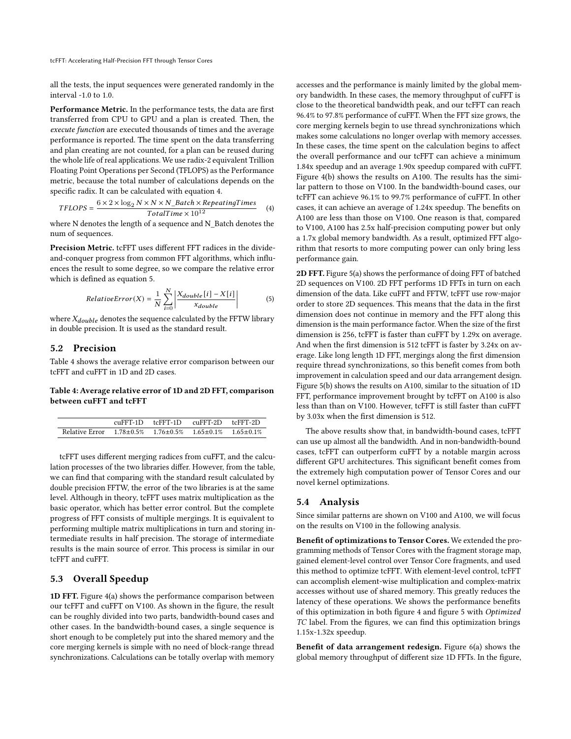all the tests, the input sequences were generated randomly in the interval -1.0 to 1.0.

**Performance Metric.** In the performance tests, the data are first transferred from CPU to GPU and a plan is created. Then, the *execute function* are executed thousands of times and the average performance is reported. The time spent on the data transferring and plan creating are not counted, for a plan can be reused during the whole life of real applications. We use radix-2 equivalent Trillion Floating Point Operations per Second (TFLOPS) as the Performance metric, because the total number of calculations depends on the specific radix. It can be calculated with equation 4.

$$TFLOPS = \frac{6 \times 2 \times \log_2 N \times N \times N\_Batch \times RepeatingTimes}{TotalTime \times 10^{12}} \quad (4)$$

where N denotes the length of a sequence and N_Batch denotes the num of sequences.

**Precision Metric.** tcFFT uses different FFT radices in the divide-and-conquer progress from common FFT algorithms, which influences the result to some degree, so we compare the relative error which is defined as equation 5.

$$RelativeError(X) = \frac{1}{N}\sum_{i=0}^{N}\left|\frac{X_{double}[i] - X[i]}{x_{double}}\right| \quad (5)$$

where $X_{double}$ denotes the sequence calculated by the FFTW library in double precision. It is used as the standard result.

## 5.2 Precision

Table 4 shows the average relative error comparison between our tcFFT and cuFFT in 1D and 2D cases.

**Table 4: Average relative error of 1D and 2D FFT, comparison between cuFFT and tcFFT**

| | cuFFT-1D | tcFFT-1D | cuFFT-2D | tcFFT-2D |
|---|---|---|---|---|
| Relative Error | 1.78±0.5% | 1.76±0.5% | 1.65±0.1% | 1.65±0.1% |

tcFFT uses different merging radices from cuFFT, and the calculation processes of the two libraries differ. However, from the table, we can find that comparing with the standard result calculated by double precision FFTW, the error of the two libraries is at the same level. Although in theory, tcFFT uses matrix multiplication as the basic operator, which has better error control. But the complete progress of FFT consists of multiple mergings. It is equivalent to performing multiple matrix multiplications in turn and storing intermediate results in half precision. The storage of intermediate results is the main source of error. This process is similar in our tcFFT and cuFFT.

## 5.3 Overall Speedup

**1D FFT.** Figure 4(a) shows the performance comparison between our tcFFT and cuFFT on V100. As shown in the figure, the result can be roughly divided into two parts, bandwidth-bound cases and other cases. In the bandwidth-bound cases, a single sequence is short enough to be completely put into the shared memory and the core merging kernels is simple with no need of block-range thread synchronizations. Calculations can be totally overlap with memory accesses and the performance is mainly limited by the global memory bandwidth. In these cases, the memory throughput of cuFFT is close to the theoretical bandwidth peak, and our tcFFT can reach 96.4% to 97.8% performance of cuFFT. When the FFT size grows, the core merging kernels begin to use thread synchronizations which makes some calculations no longer overlap with memory accesses. In these cases, the time spent on the calculation begins to affect the overall performance and our tcFFT can achieve a minimum 1.84x speedup and an average 1.90x speedup compared with cuFFT. Figure 4(b) shows the results on A100. The results has the similar pattern to those on V100. In the bandwidth-bound cases, our tcFFT can achieve 96.1% to 99.7% performance of cuFFT. In other cases, it can achieve an average of 1.24x speedup. The benefits on A100 are less than those on V100. One reason is that, compared to V100, A100 has 2.5x half-precision computing power but only a 1.7x global memory bandwidth. As a result, optimized FFT algorithm that resorts to more computing power can only bring less performance gain.

**2D FFT.** Figure 5(a) shows the performance of doing FFT of batched 2D sequences on V100. 2D FFT performs 1D FFTs in turn on each dimension of the data. Like cuFFT and FFTW, tcFFT use row-major order to store 2D sequences. This means that the data in the first dimension does not continue in memory and the FFT along this dimension is the main performance factor. When the size of the first dimension is 256, tcFFT is faster than cuFFT by 1.29x on average. And when the first dimension is 512 tcFFT is faster by 3.24x on average. Like long length 1D FFT, mergings along the first dimension require thread synchronizations, so this benefit comes from both improvement in calculation speed and our data arrangement design. Figure 5(b) shows the results on A100, similar to the situation of 1D FFT, performance improvement brought by tcFFT on A100 is also less than than on V100. However, tcFFT is still faster than cuFFT by 3.03x when the first dimension is 512.

The above results show that, in bandwidth-bound cases, tcFFT can use up almost all the bandwidth. And in non-bandwidth-bound cases, tcFFT can outperform cuFFT by a notable margin across different GPU architectures. This significant benefit comes from the extremely high computation power of Tensor Cores and our novel kernel optimizations.

## 5.4 Analysis

Since similar patterns are shown on V100 and A100, we will focus on the results on V100 in the following analysis.

**Benefit of optimizations to Tensor Cores.** We extended the programming methods of Tensor Cores with the fragment storage map, gained element-level control over Tensor Core fragments, and used this method to optimize tcFFT. With element-level control, tcFFT can accomplish element-wise multiplication and complex-matrix accesses without use of shared memory. This greatly reduces the latency of these operations. We shows the performance benefits of this optimization in both figure 4 and figure 5 with *Optimized TC* label. From the figures, we can find this optimization brings 1.15x-1.32x speedup.

**Benefit of data arrangement redesign.** Figure 6(a) shows the global memory throughput of different size 1D FFTs. In the figure,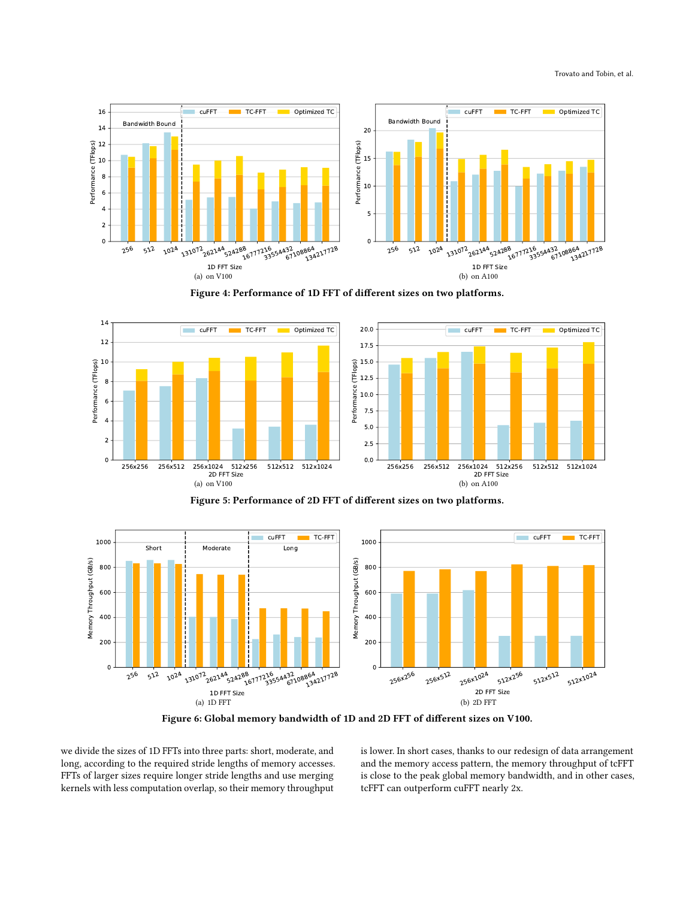(a) on V100

(b) on A100

**Figure 4: Performance of 1D FFT of different sizes on two platforms.**

(a) on V100

(b) on A100

**Figure 5: Performance of 2D FFT of different sizes on two platforms.**

(a) 1D FFT

(b) 2D FFT

**Figure 6: Global memory bandwidth of 1D and 2D FFT of different sizes on V100.**

we divide the sizes of 1D FFTs into three parts: short, moderate, and long, according to the required stride lengths of memory accesses. FFTs of larger sizes require longer stride lengths and use merging kernels with less computation overlap, so their memory throughput is lower. In short cases, thanks to our redesign of data arrangement and the memory access pattern, the memory throughput of tcFFT is close to the peak global memory bandwidth, and in other cases, tcFFT can outperform cuFFT nearly 2x.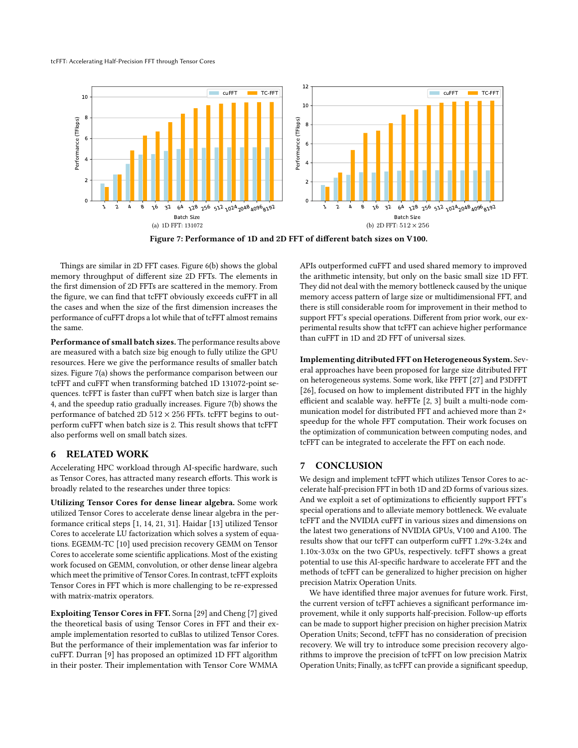(a) 1D FFT: 131072

(b) 2D FFT: $512 \times 256$

**Figure 7: Performance of 1D and 2D FFT of different batch sizes on V100.**

Things are similar in 2D FFT cases. Figure 6(b) shows the global memory throughput of different size 2D FFTs. The elements in the first dimension of 2D FFTs are scattered in the memory. From the figure, we can find that tcFFT obviously exceeds cuFFT in all the cases and when the size of the first dimension increases the performance of cuFFT drops a lot while that of tcFFT almost remains the same.

**Performance of small batch sizes.** The performance results above are measured with a batch size big enough to fully utilize the GPU resources. Here we give the performance results of smaller batch sizes. Figure 7(a) shows the performance comparison between our tcFFT and cuFFT when transforming batched 1D 131072-point sequences. tcFFT is faster than cuFFT when batch size is larger than 4, and the speedup ratio gradually increases. Figure 7(b) shows the performance of batched 2D $512 \times 256$ FFTs. tcFFT begins to outperform cuFFT when batch size is 2. This result shows that tcFFT also performs well on small batch sizes.

## 6 RELATED WORK

Accelerating HPC workload through AI-specific hardware, such as Tensor Cores, has attracted many research efforts. This work is broadly related to the researches under three topics:

**Utilizing Tensor Cores for dense linear algebra.** Some work utilized Tensor Cores to accelerate dense linear algebra in the performance critical steps [1, 14, 21, 31]. Haidar [13] utilized Tensor Cores to accelerate LU factorization which solves a system of equations. EGEMM-TC [10] used precision recovery GEMM on Tensor Cores to accelerate some scientific applications. Most of the existing work focused on GEMM, convolution, or other dense linear algebra which meet the primitive of Tensor Cores. In contrast, tcFFT exploits Tensor Cores in FFT which is more challenging to be re-expressed with matrix-matrix operators.

**Exploiting Tensor Cores in FFT.** Sorna [29] and Cheng [7] gived the theoretical basis of using Tensor Cores in FFT and their example implementation resorted to cuBlas to utilized Tensor Cores. But the performance of their implementation was far inferior to cuFFT. Durran [9] has proposed an optimized 1D FFT algorithm in their poster. Their implementation with Tensor Core WMMA APIs outperformed cuFFT and used shared memory to improved the arithmetic intensity, but only on the basic small size 1D FFT. They did not deal with the memory bottleneck caused by the unique memory access pattern of large size or multidimensional FFT, and there is still considerable room for improvement in their method to support FFT's special operations. Different from prior work, our experimental results show that tcFFT can achieve higher performance than cuFFT in 1D and 2D FFT of universal sizes.

**Implementing ditributed FFT on Heterogeneous System.** Several approaches have been proposed for large size ditributed FFT on heterogeneous systems. Some work, like PFFT [27] and P3DFFT [26], focused on how to implement distributed FFT in the highly efficient and scalable way. heFFTe [2, 3] built a multi-node communication model for distributed FFT and achieved more than 2× speedup for the whole FFT computation. Their work focuses on the optimization of communication between computing nodes, and tcFFT can be integrated to accelerate the FFT on each node.

## 7 CONCLUSION

We design and implement tcFFT which utilizes Tensor Cores to accelerate half-precision FFT in both 1D and 2D forms of various sizes. And we exploit a set of optimizations to efficiently support FFT's special operations and to alleviate memory bottleneck. We evaluate tcFFT and the NVIDIA cuFFT in various sizes and dimensions on the latest two generations of NVIDIA GPUs, V100 and A100. The results show that our tcFFT can outperform cuFFT 1.29x-3.24x and 1.10x-3.03x on the two GPUs, respectively. tcFFT shows a great potential to use this AI-specific hardware to accelerate FFT and the methods of tcFFT can be generalized to higher precision on higher precision Matrix Operation Units.

We have identified three major avenues for future work. First, the current version of tcFFT achieves a significant performance improvement, while it only supports half-precision. Follow-up efforts can be made to support higher precision on higher precision Matrix Operation Units; Second, tcFFT has no consideration of precision recovery. We will try to introduce some precision recovery algorithms to improve the precision of tcFFT on low precision Matrix Operation Units; Finally, as tcFFT can provide a significant speedup,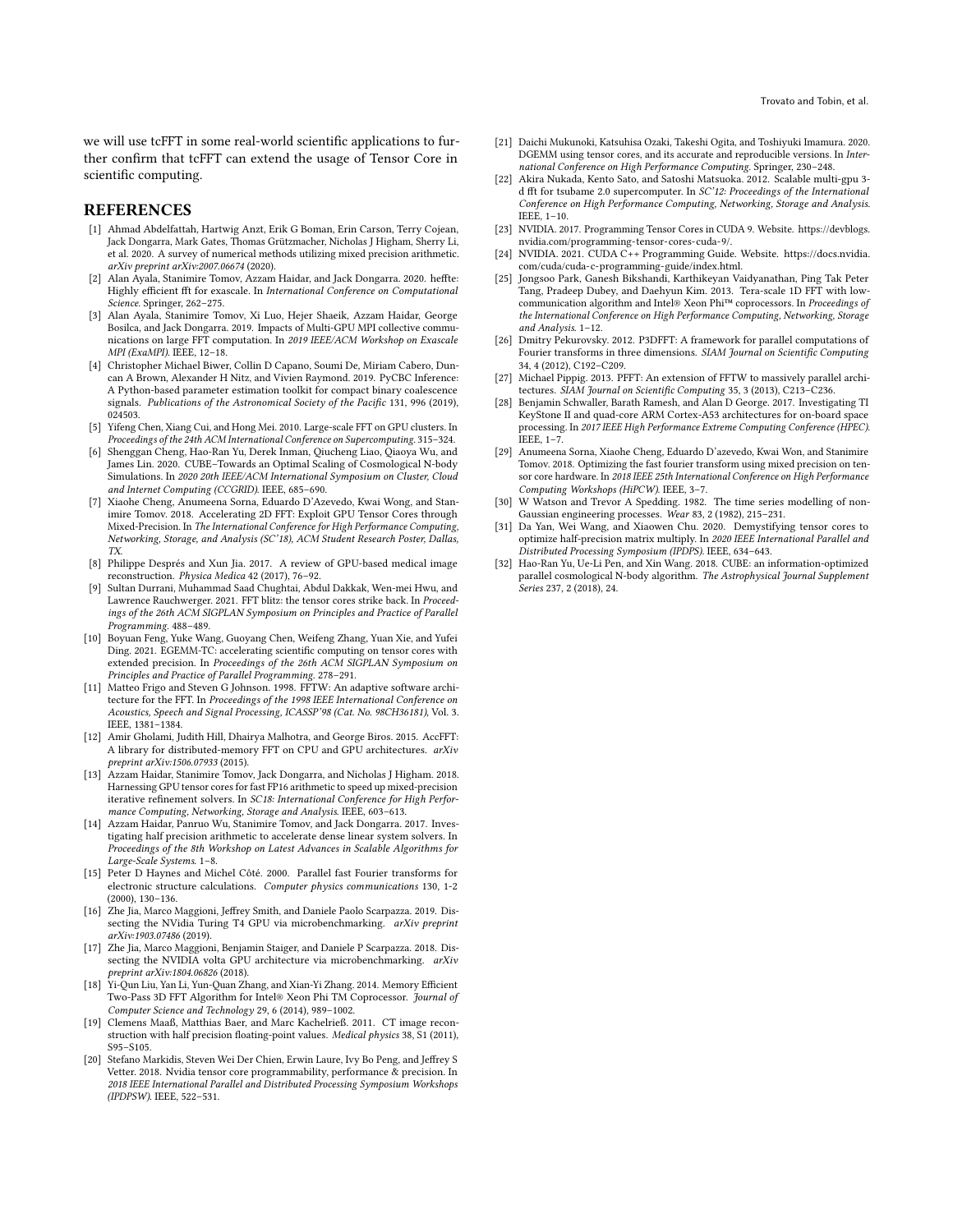we will use tcFFT in some real-world scientific applications to further confirm that tcFFT can extend the usage of Tensor Core in scientific computing.

## REFERENCES

[1] Ahmad Abdelfattah, Hartwig Anzt, Erik G Boman, Erin Carson, Terry Cojean, Jack Dongarra, Mark Gates, Thomas Grützmacher, Nicholas J Higham, Sherry Li, et al. 2020. A survey of numerical methods utilizing mixed precision arithmetic. *arXiv preprint arXiv:2007.06674* (2020).

[2] Alan Ayala, Stanimire Tomov, Azzam Haidar, and Jack Dongarra. 2020. heffte: Highly efficient fft for exascale. In *International Conference on Computational Science*. Springer, 262–275.

[3] Alan Ayala, Stanimire Tomov, Xi Luo, Hejer Shaeik, Azzam Haidar, George Bosilca, and Jack Dongarra. 2019. Impacts of Multi-GPU MPI collective communications on large FFT computation. In *2019 IEEE/ACM Workshop on Exascale MPI (ExaMPI)*. IEEE, 12–18.

[4] Christopher Michael Biwer, Collin D Capano, Soumi De, Miriam Cabero, Duncan A Brown, Alexander H Nitz, and Vivien Raymond. 2019. PyCBC Inference: A Python-based parameter estimation toolkit for compact binary coalescence signals. *Publications of the Astronomical Society of the Pacific* 131, 996 (2019), 024503.

[5] Yifeng Chen, Xiang Cui, and Hong Mei. 2010. Large-scale FFT on GPU clusters. In *Proceedings of the 24th ACM International Conference on Supercomputing*. 315–324.

[6] Shenggan Cheng, Hao-Ran Yu, Derek Inman, Qiucheng Liao, Qiaoya Wu, and James Lin. 2020. CUBE–Towards an Optimal Scaling of Cosmological N-body Simulations. In *2020 20th IEEE/ACM International Symposium on Cluster, Cloud and Internet Computing (CCGRID)*. IEEE, 685–690.

[7] Xiaohe Cheng, Anumeena Sorna, Eduardo D'Azevedo, Kwai Wong, and Stanimire Tomov. 2018. Accelerating 2D FFT: Exploit GPU Tensor Cores through Mixed-Precision. In *The International Conference for High Performance Computing, Networking, Storage, and Analysis (SC'18), ACM Student Research Poster, Dallas, TX*.

[8] Philippe Després and Xun Jia. 2017. A review of GPU-based medical image reconstruction. *Physica Medica* 42 (2017), 76–92.

[9] Sultan Durrani, Muhammad Saad Chughtai, Abdul Dakkak, Wen-mei Hwu, and Lawrence Rauchwerger. 2021. FFT blitz: the tensor cores strike back. In *Proceedings of the 26th ACM SIGPLAN Symposium on Principles and Practice of Parallel Programming*. 488–489.

[10] Boyuan Feng, Yuke Wang, Guoyang Chen, Weifeng Zhang, Yuan Xie, and Yufei Ding. 2021. EGEMM-TC: accelerating scientific computing on tensor cores with extended precision. In *Proceedings of the 26th ACM SIGPLAN Symposium on Principles and Practice of Parallel Programming*. 278–291.

[11] Matteo Frigo and Steven G Johnson. 1998. FFTW: An adaptive software architecture for the FFT. In *Proceedings of the 1998 IEEE International Conference on Acoustics, Speech and Signal Processing, ICASSP'98 (Cat. No. 98CH36181)*, Vol. 3. IEEE, 1381–1384.

[12] Amir Gholami, Judith Hill, Dhairya Malhotra, and George Biros. 2015. AccFFT: A library for distributed-memory FFT on CPU and GPU architectures. *arXiv preprint arXiv:1506.07933* (2015).

[13] Azzam Haidar, Stanimire Tomov, Jack Dongarra, and Nicholas J Higham. 2018. Harnessing GPU tensor cores for fast FP16 arithmetic to speed up mixed-precision iterative refinement solvers. In *SC18: International Conference for High Performance Computing, Networking, Storage and Analysis*. IEEE, 603–613.

[14] Azzam Haidar, Panruo Wu, Stanimire Tomov, and Jack Dongarra. 2017. Investigating half precision arithmetic to accelerate dense linear system solvers. In *Proceedings of the 8th Workshop on Latest Advances in Scalable Algorithms for Large-Scale Systems*. 1–8.

[15] Peter D Haynes and Michel Côté. 2000. Parallel fast Fourier transforms for electronic structure calculations. *Computer physics communications* 130, 1-2 (2000), 130–136.

[16] Zhe Jia, Marco Maggioni, Jeffrey Smith, and Daniele Paolo Scarpazza. 2019. Dissecting the NVidia Turing T4 GPU via microbenchmarking. *arXiv preprint arXiv:1903.07486* (2019).

[17] Zhe Jia, Marco Maggioni, Benjamin Staiger, and Daniele P Scarpazza. 2018. Dissecting the NVIDIA volta GPU architecture via microbenchmarking. *arXiv preprint arXiv:1804.06826* (2018).

[18] Yi-Qun Liu, Yan Li, Yun-Quan Zhang, and Xian-Yi Zhang. 2014. Memory Efficient Two-Pass 3D FFT Algorithm for Intel® Xeon Phi TM Coprocessor. *Journal of Computer Science and Technology* 29, 6 (2014), 989–1002.

[19] Clemens Maaß, Matthias Baer, and Marc Kachelrieß. 2011. CT image reconstruction with half precision floating-point values. *Medical physics* 38, S1 (2011), S95–S105.

[20] Stefano Markidis, Steven Wei Der Chien, Erwin Laure, Ivy Bo Peng, and Jeffrey S Vetter. 2018. Nvidia tensor core programmability, performance & precision. In *2018 IEEE International Parallel and Distributed Processing Symposium Workshops (IPDPSW)*. IEEE, 522–531.

[21] Daichi Mukunoki, Katsuhisa Ozaki, Takeshi Ogita, and Toshiyuki Imamura. 2020. DGEMM using tensor cores, and its accurate and reproducible versions. In *International Conference on High Performance Computing*. Springer, 230–248.

[22] Akira Nukada, Kento Sato, and Satoshi Matsuoka. 2012. Scalable multi-gpu 3-d fft for tsubame 2.0 supercomputer. In *SC'12: Proceedings of the International Conference on High Performance Computing, Networking, Storage and Analysis*. IEEE, 1–10.

[23] NVIDIA. 2017. Programming Tensor Cores in CUDA 9. Website. https://devblogs.nvidia.com/programming-tensor-cores-cuda-9/.

[24] NVIDIA. 2021. CUDA C++ Programming Guide. Website. https://docs.nvidia.com/cuda/cuda-c-programming-guide/index.html.

[25] Jongsoo Park, Ganesh Bikshandi, Karthikeyan Vaidyanathan, Ping Tak Peter Tang, Pradeep Dubey, and Daehyun Kim. 2013. Tera-scale 1D FFT with low-communication algorithm and Intel® Xeon Phi™ coprocessors. In *Proceedings of the International Conference on High Performance Computing, Networking, Storage and Analysis*. 1–12.

[26] Dmitry Pekurovsky. 2012. P3DFFT: A framework for parallel computations of Fourier transforms in three dimensions. *SIAM Journal on Scientific Computing* 34, 4 (2012), C192–C209.

[27] Michael Pippig. 2013. PFFT: An extension of FFTW to massively parallel architectures. *SIAM Journal on Scientific Computing* 35, 3 (2013), C213–C236.

[28] Benjamin Schwaller, Barath Ramesh, and Alan D George. 2017. Investigating TI KeyStone II and quad-core ARM Cortex-A53 architectures for on-board space processing. In *2017 IEEE High Performance Extreme Computing Conference (HPEC)*. IEEE, 1–7.

[29] Anumeena Sorna, Xiaohe Cheng, Eduardo D'azevedo, Kwai Won, and Stanimire Tomov. 2018. Optimizing the fast fourier transform using mixed precision on tensor core hardware. In *2018 IEEE 25th International Conference on High Performance Computing Workshops (HiPCW)*. IEEE, 3–7.

[30] W Watson and Trevor A Spedding. 1982. The time series modelling of non-Gaussian engineering processes. *Wear* 83, 2 (1982), 215–231.

[31] Da Yan, Wei Wang, and Xiaowen Chu. 2020. Demystifying tensor cores to optimize half-precision matrix multiply. In *2020 IEEE International Parallel and Distributed Processing Symposium (IPDPS)*. IEEE, 634–643.

[32] Hao-Ran Yu, Ue-Li Pen, and Xin Wang. 2018. CUBE: an information-optimized parallel cosmological N-body algorithm. *The Astrophysical Journal Supplement Series* 237, 2 (2018), 24.